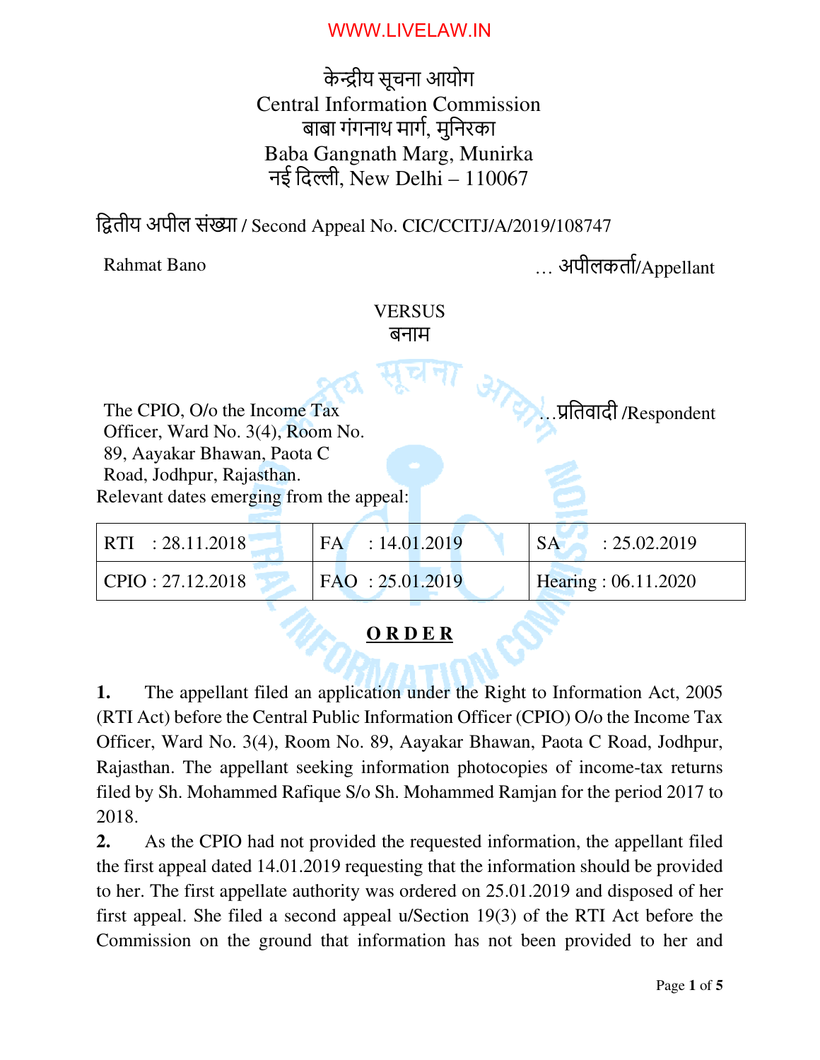केन्द्रीय सूचना आयोग
Central Information Commission
बाबा गंगनाथ मार्ग, मुनिरका
Baba Gangnath Marg, Munirka
नई दिल्ली, New Delhi – 110067

द्वितीय अपील संख्या / Second Appeal No. CIC/CCITJ/A/2019/108747

Rahmat Bano … अपीलकर्ता/Appellant

VERSUS
बनाम

The CPIO, O/o the Income Tax Officer, Ward No. 3(4), Room No. 89, Aayakar Bhawan, Paota C Road, Jodhpur, Rajasthan. …प्रतिवादी /Respondent

Relevant dates emerging from the appeal:

| | | |
|---|---|---|
| RTI : 28.11.2018 | FA : 14.01.2019 | SA : 25.02.2019 |
| CPIO : 27.12.2018 | FAO : 25.01.2019 | Hearing : 06.11.2020 |

## ORDER

**1.** The appellant filed an application under the Right to Information Act, 2005 (RTI Act) before the Central Public Information Officer (CPIO) O/o the Income Tax Officer, Ward No. 3(4), Room No. 89, Aayakar Bhawan, Paota C Road, Jodhpur, Rajasthan. The appellant seeking information photocopies of income-tax returns filed by Sh. Mohammed Rafique S/o Sh. Mohammed Ramjan for the period 2017 to 2018.

**2.** As the CPIO had not provided the requested information, the appellant filed the first appeal dated 14.01.2019 requesting that the information should be provided to her. The first appellate authority was ordered on 25.01.2019 and disposed of her first appeal. She filed a second appeal u/Section 19(3) of the RTI Act before the Commission on the ground that information has not been provided to her and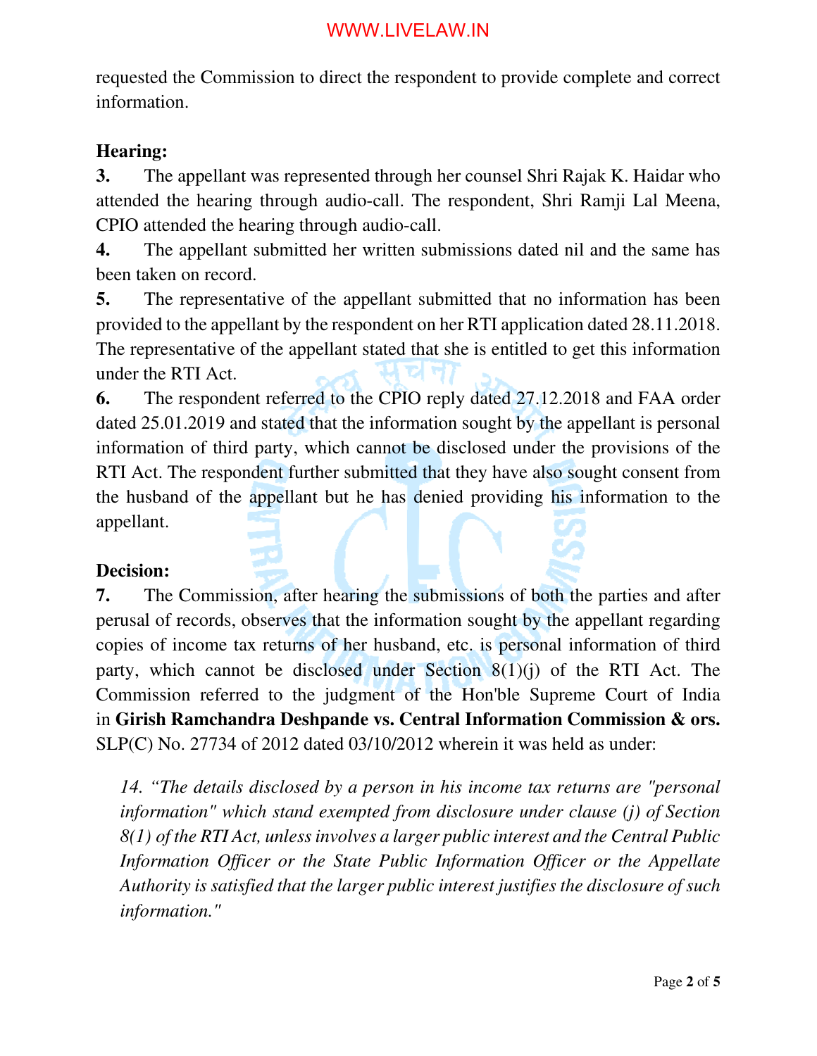requested the Commission to direct the respondent to provide complete and correct information.

**Hearing:**

**3.** The appellant was represented through her counsel Shri Rajak K. Haidar who attended the hearing through audio-call. The respondent, Shri Ramji Lal Meena, CPIO attended the hearing through audio-call.

**4.** The appellant submitted her written submissions dated nil and the same has been taken on record.

**5.** The representative of the appellant submitted that no information has been provided to the appellant by the respondent on her RTI application dated 28.11.2018. The representative of the appellant stated that she is entitled to get this information under the RTI Act.

**6.** The respondent referred to the CPIO reply dated 27.12.2018 and FAA order dated 25.01.2019 and stated that the information sought by the appellant is personal information of third party, which cannot be disclosed under the provisions of the RTI Act. The respondent further submitted that they have also sought consent from the husband of the appellant but he has denied providing his information to the appellant.

**Decision:**

**7.** The Commission, after hearing the submissions of both the parties and after perusal of records, observes that the information sought by the appellant regarding copies of income tax returns of her husband, etc. is personal information of third party, which cannot be disclosed under Section 8(1)(j) of the RTI Act. The Commission referred to the judgment of the Hon'ble Supreme Court of India in **Girish Ramchandra Deshpande vs. Central Information Commission & ors.** SLP(C) No. 27734 of 2012 dated 03/10/2012 wherein it was held as under:

> *14. "The details disclosed by a person in his income tax returns are "personal information" which stand exempted from disclosure under clause (j) of Section 8(1) of the RTI Act, unless involves a larger public interest and the Central Public Information Officer or the State Public Information Officer or the Appellate Authority is satisfied that the larger public interest justifies the disclosure of such information."*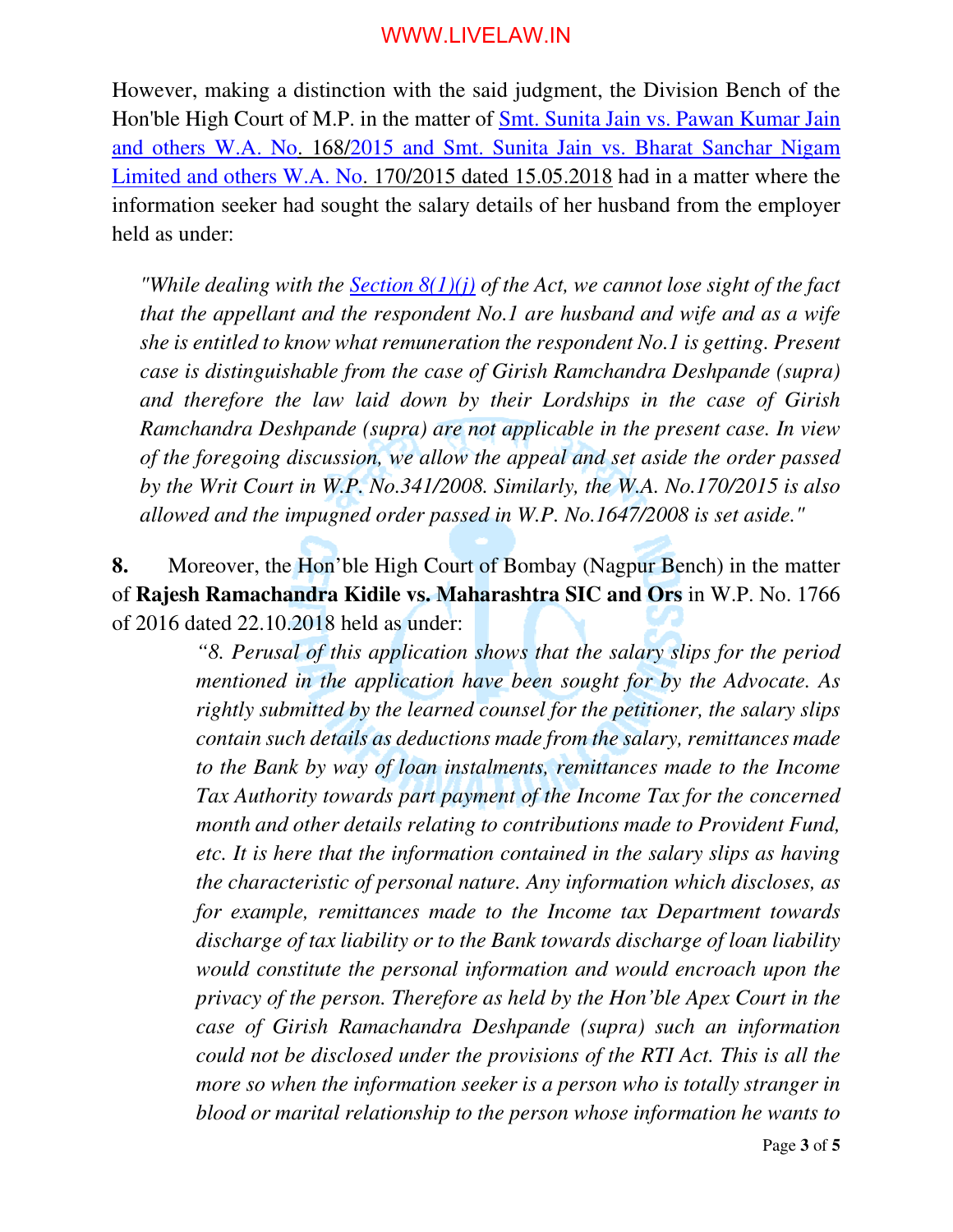However, making a distinction with the said judgment, the Division Bench of the Hon'ble High Court of M.P. in the matter of Smt. Sunita Jain vs. Pawan Kumar Jain and others W.A. No. 168/2015 and Smt. Sunita Jain vs. Bharat Sanchar Nigam Limited and others W.A. No. 170/2015 dated 15.05.2018 had in a matter where the information seeker had sought the salary details of her husband from the employer held as under:

> *"While dealing with the Section 8(1)(j) of the Act, we cannot lose sight of the fact that the appellant and the respondent No.1 are husband and wife and as a wife she is entitled to know what remuneration the respondent No.1 is getting. Present case is distinguishable from the case of Girish Ramchandra Deshpande (supra) and therefore the law laid down by their Lordships in the case of Girish Ramchandra Deshpande (supra) are not applicable in the present case. In view of the foregoing discussion, we allow the appeal and set aside the order passed by the Writ Court in W.P. No.341/2008. Similarly, the W.A. No.170/2015 is also allowed and the impugned order passed in W.P. No.1647/2008 is set aside."*

**8.** Moreover, the Hon'ble High Court of Bombay (Nagpur Bench) in the matter of **Rajesh Ramachandra Kidile vs. Maharashtra SIC and Ors** in W.P. No. 1766 of 2016 dated 22.10.2018 held as under:

> *"8. Perusal of this application shows that the salary slips for the period mentioned in the application have been sought for by the Advocate. As rightly submitted by the learned counsel for the petitioner, the salary slips contain such details as deductions made from the salary, remittances made to the Bank by way of loan instalments, remittances made to the Income Tax Authority towards part payment of the Income Tax for the concerned month and other details relating to contributions made to Provident Fund, etc. It is here that the information contained in the salary slips as having the characteristic of personal nature. Any information which discloses, as for example, remittances made to the Income tax Department towards discharge of tax liability or to the Bank towards discharge of loan liability would constitute the personal information and would encroach upon the privacy of the person. Therefore as held by the Hon'ble Apex Court in the case of Girish Ramachandra Deshpande (supra) such an information could not be disclosed under the provisions of the RTI Act. This is all the more so when the information seeker is a person who is totally stranger in blood or marital relationship to the person whose information he wants to*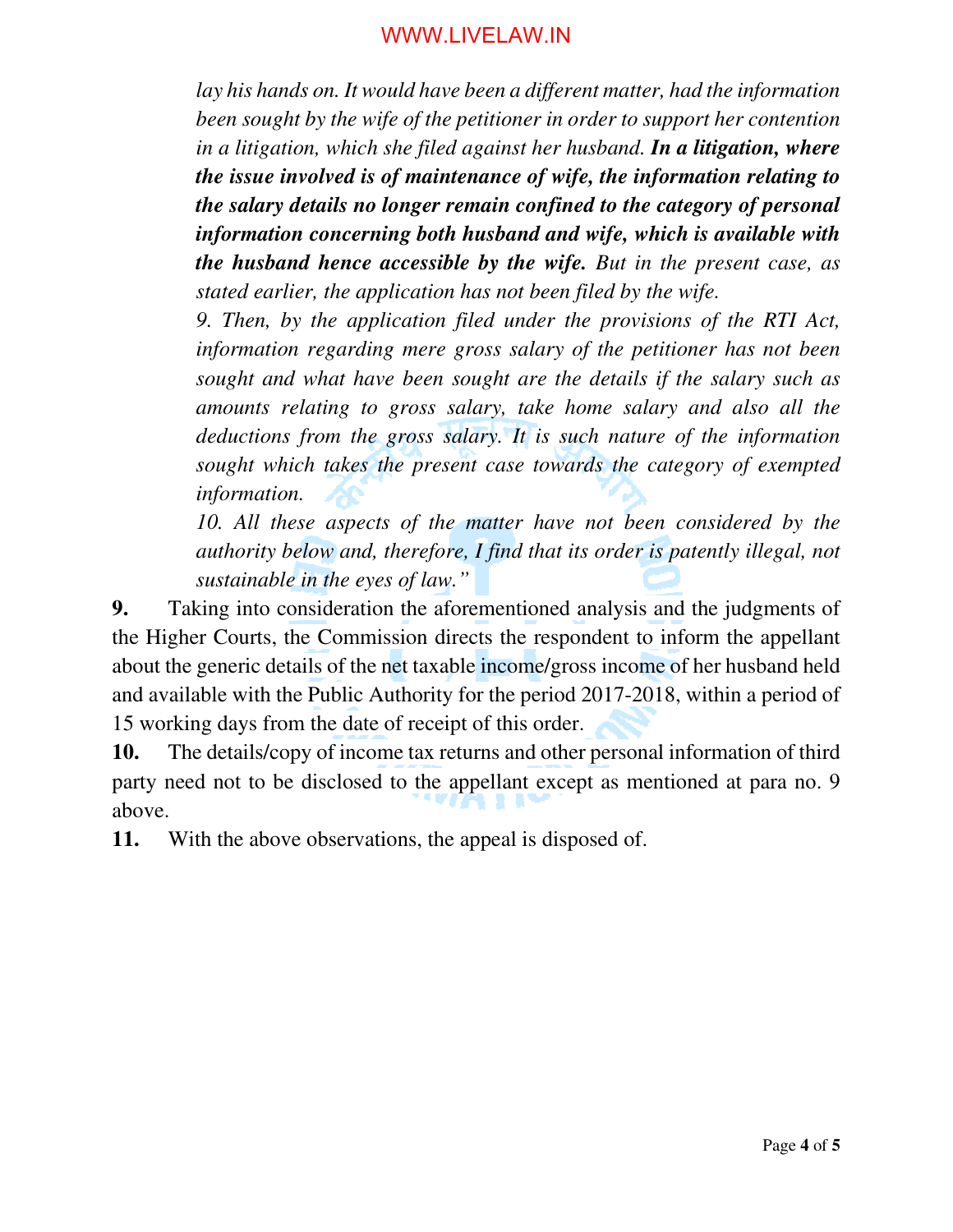*lay his hands on. It would have been a different matter, had the information been sought by the wife of the petitioner in order to support her contention in a litigation, which she filed against her husband.* ***In a litigation, where the issue involved is of maintenance of wife, the information relating to the salary details no longer remain confined to the category of personal information concerning both husband and wife, which is available with the husband hence accessible by the wife.*** *But in the present case, as stated earlier, the application has not been filed by the wife.*

*9. Then, by the application filed under the provisions of the RTI Act, information regarding mere gross salary of the petitioner has not been sought and what have been sought are the details if the salary such as amounts relating to gross salary, take home salary and also all the deductions from the gross salary. It is such nature of the information sought which takes the present case towards the category of exempted information.*

*10. All these aspects of the matter have not been considered by the authority below and, therefore, I find that its order is patently illegal, not sustainable in the eyes of law."*

**9.** Taking into consideration the aforementioned analysis and the judgments of the Higher Courts, the Commission directs the respondent to inform the appellant about the generic details of the net taxable income/gross income of her husband held and available with the Public Authority for the period 2017-2018, within a period of 15 working days from the date of receipt of this order.

**10.** The details/copy of income tax returns and other personal information of third party need not to be disclosed to the appellant except as mentioned at para no. 9 above.

**11.** With the above observations, the appeal is disposed of.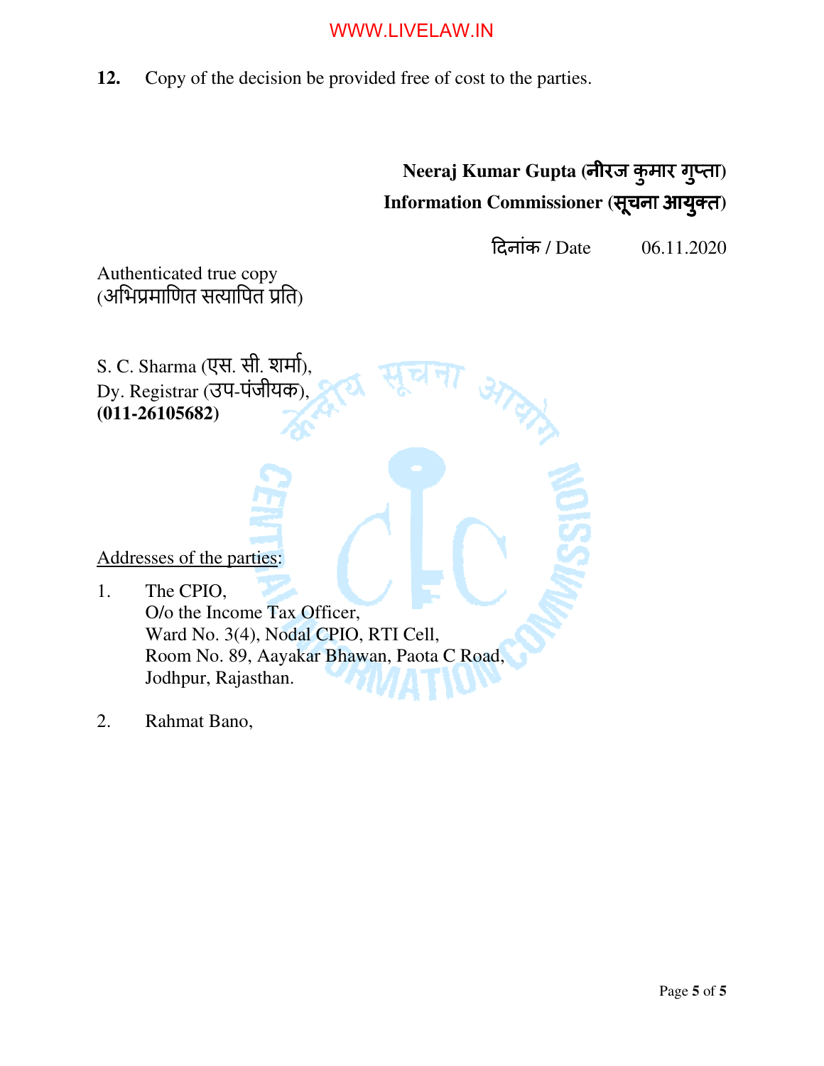**12.** Copy of the decision be provided free of cost to the parties.

**Neeraj Kumar Gupta (नीरज कुमार गुप्ता)**
**Information Commissioner (सूचना आयुक्त)**

दिनांक / Date 06.11.2020

Authenticated true copy
(अभिप्रमाणित सत्यापित प्रति)

S. C. Sharma (एस. सी. शर्मा),
Dy. Registrar (उप-पंजीयक),
**(011-26105682)**

Addresses of the parties:

1. The CPIO,
   O/o the Income Tax Officer,
   Ward No. 3(4), Nodal CPIO, RTI Cell,
   Room No. 89, Aayakar Bhawan, Paota C Road,
   Jodhpur, Rajasthan.

2. Rahmat Bano,